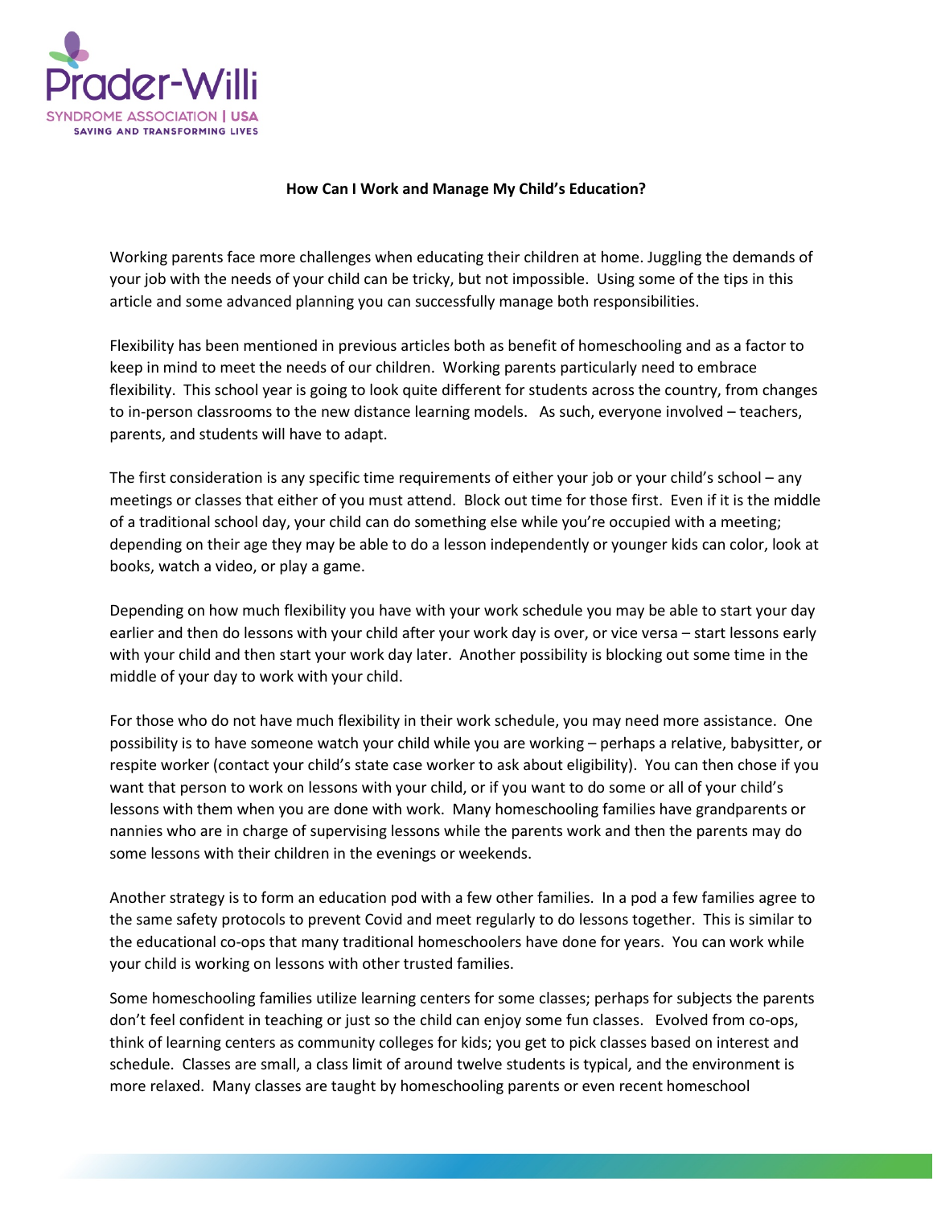Prader-Willi
SYNDROME ASSOCIATION | USA
SAVING AND TRANSFORMING LIVES

**How Can I Work and Manage My Child's Education?**

Working parents face more challenges when educating their children at home. Juggling the demands of your job with the needs of your child can be tricky, but not impossible. Using some of the tips in this article and some advanced planning you can successfully manage both responsibilities.

Flexibility has been mentioned in previous articles both as benefit of homeschooling and as a factor to keep in mind to meet the needs of our children. Working parents particularly need to embrace flexibility. This school year is going to look quite different for students across the country, from changes to in-person classrooms to the new distance learning models. As such, everyone involved – teachers, parents, and students will have to adapt.

The first consideration is any specific time requirements of either your job or your child's school – any meetings or classes that either of you must attend. Block out time for those first. Even if it is the middle of a traditional school day, your child can do something else while you're occupied with a meeting; depending on their age they may be able to do a lesson independently or younger kids can color, look at books, watch a video, or play a game.

Depending on how much flexibility you have with your work schedule you may be able to start your day earlier and then do lessons with your child after your work day is over, or vice versa – start lessons early with your child and then start your work day later. Another possibility is blocking out some time in the middle of your day to work with your child.

For those who do not have much flexibility in their work schedule, you may need more assistance. One possibility is to have someone watch your child while you are working – perhaps a relative, babysitter, or respite worker (contact your child's state case worker to ask about eligibility). You can then chose if you want that person to work on lessons with your child, or if you want to do some or all of your child's lessons with them when you are done with work. Many homeschooling families have grandparents or nannies who are in charge of supervising lessons while the parents work and then the parents may do some lessons with their children in the evenings or weekends.

Another strategy is to form an education pod with a few other families. In a pod a few families agree to the same safety protocols to prevent Covid and meet regularly to do lessons together. This is similar to the educational co-ops that many traditional homeschoolers have done for years. You can work while your child is working on lessons with other trusted families.

Some homeschooling families utilize learning centers for some classes; perhaps for subjects the parents don't feel confident in teaching or just so the child can enjoy some fun classes. Evolved from co-ops, think of learning centers as community colleges for kids; you get to pick classes based on interest and schedule. Classes are small, a class limit of around twelve students is typical, and the environment is more relaxed. Many classes are taught by homeschooling parents or even recent homeschool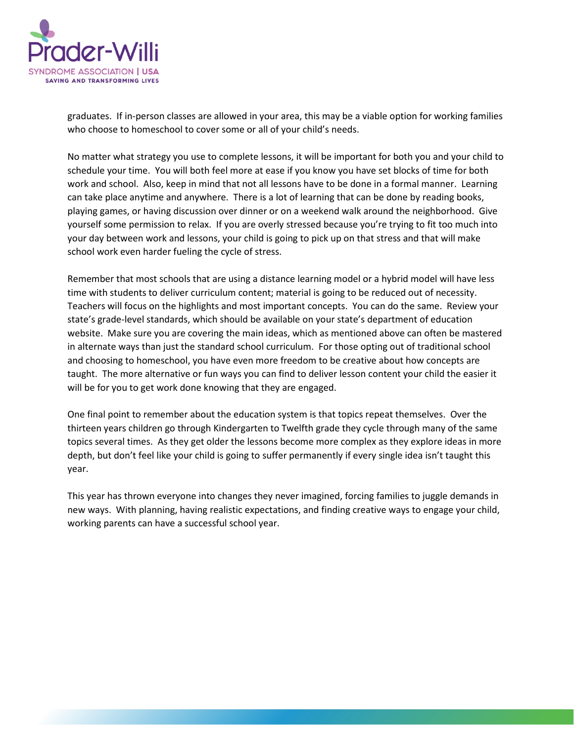graduates. If in-person classes are allowed in your area, this may be a viable option for working families who choose to homeschool to cover some or all of your child's needs.

No matter what strategy you use to complete lessons, it will be important for both you and your child to schedule your time. You will both feel more at ease if you know you have set blocks of time for both work and school. Also, keep in mind that not all lessons have to be done in a formal manner. Learning can take place anytime and anywhere. There is a lot of learning that can be done by reading books, playing games, or having discussion over dinner or on a weekend walk around the neighborhood. Give yourself some permission to relax. If you are overly stressed because you're trying to fit too much into your day between work and lessons, your child is going to pick up on that stress and that will make school work even harder fueling the cycle of stress.

Remember that most schools that are using a distance learning model or a hybrid model will have less time with students to deliver curriculum content; material is going to be reduced out of necessity. Teachers will focus on the highlights and most important concepts. You can do the same. Review your state's grade-level standards, which should be available on your state's department of education website. Make sure you are covering the main ideas, which as mentioned above can often be mastered in alternate ways than just the standard school curriculum. For those opting out of traditional school and choosing to homeschool, you have even more freedom to be creative about how concepts are taught. The more alternative or fun ways you can find to deliver lesson content your child the easier it will be for you to get work done knowing that they are engaged.

One final point to remember about the education system is that topics repeat themselves. Over the thirteen years children go through Kindergarten to Twelfth grade they cycle through many of the same topics several times. As they get older the lessons become more complex as they explore ideas in more depth, but don't feel like your child is going to suffer permanently if every single idea isn't taught this year.

This year has thrown everyone into changes they never imagined, forcing families to juggle demands in new ways. With planning, having realistic expectations, and finding creative ways to engage your child, working parents can have a successful school year.